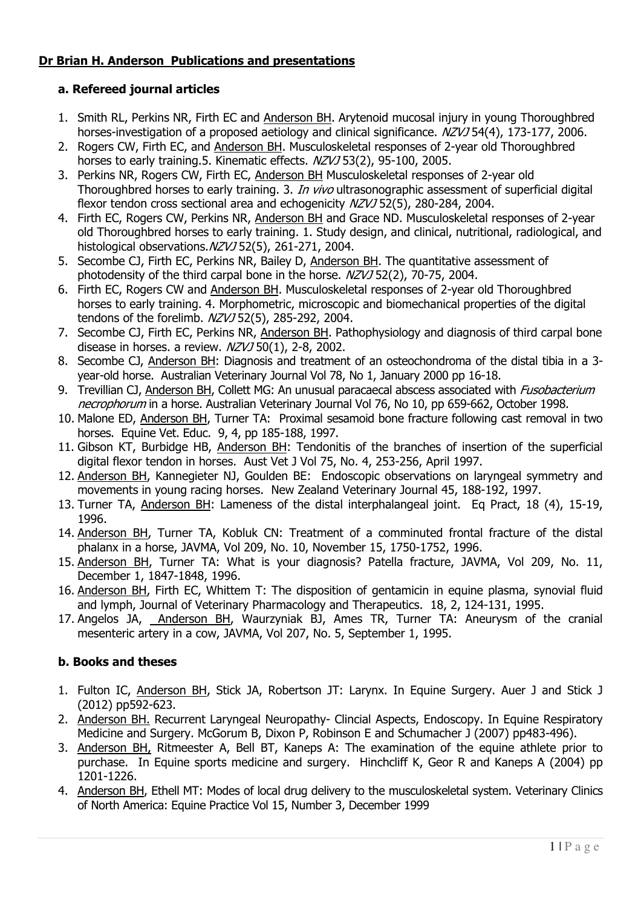## Dr Brian H. Anderson Publications and presentations

### a. Refereed journal articles

1. Smith RL, Perkins NR, Firth EC and Anderson BH. Arytenoid mucosal injury in young Thoroughbred horses-investigation of a proposed aetiology and clinical significance. *NZVJ* 54(4), 173-177, 2006.
2. Rogers CW, Firth EC, and Anderson BH. Musculoskeletal responses of 2-year old Thoroughbred horses to early training.5. Kinematic effects. *NZVJ* 53(2), 95-100, 2005.
3. Perkins NR, Rogers CW, Firth EC, Anderson BH Musculoskeletal responses of 2-year old Thoroughbred horses to early training. 3. *In vivo* ultrasonographic assessment of superficial digital flexor tendon cross sectional area and echogenicity *NZVJ* 52(5), 280-284, 2004.
4. Firth EC, Rogers CW, Perkins NR, Anderson BH and Grace ND. Musculoskeletal responses of 2-year old Thoroughbred horses to early training. 1. Study design, and clinical, nutritional, radiological, and histological observations. *NZVJ* 52(5), 261-271, 2004.
5. Secombe CJ, Firth EC, Perkins NR, Bailey D, Anderson BH. The quantitative assessment of photodensity of the third carpal bone in the horse. *NZVJ* 52(2), 70-75, 2004.
6. Firth EC, Rogers CW and Anderson BH. Musculoskeletal responses of 2-year old Thoroughbred horses to early training. 4. Morphometric, microscopic and biomechanical properties of the digital tendons of the forelimb. *NZVJ* 52(5), 285-292, 2004.
7. Secombe CJ, Firth EC, Perkins NR, Anderson BH. Pathophysiology and diagnosis of third carpal bone disease in horses. a review. *NZVJ* 50(1), 2-8, 2002.
8. Secombe CJ, Anderson BH: Diagnosis and treatment of an osteochondroma of the distal tibia in a 3-year-old horse. Australian Veterinary Journal Vol 78, No 1, January 2000 pp 16-18.
9. Trevillian CJ, Anderson BH, Collett MG: An unusual paracaecal abscess associated with *Fusobacterium necrophorum* in a horse. Australian Veterinary Journal Vol 76, No 10, pp 659-662, October 1998.
10. Malone ED, Anderson BH, Turner TA: Proximal sesamoid bone fracture following cast removal in two horses. Equine Vet. Educ. 9, 4, pp 185-188, 1997.
11. Gibson KT, Burbidge HB, Anderson BH: Tendonitis of the branches of insertion of the superficial digital flexor tendon in horses. Aust Vet J Vol 75, No. 4, 253-256, April 1997.
12. Anderson BH, Kannegieter NJ, Goulden BE: Endoscopic observations on laryngeal symmetry and movements in young racing horses. New Zealand Veterinary Journal 45, 188-192, 1997.
13. Turner TA, Anderson BH: Lameness of the distal interphalangeal joint. Eq Pract, 18 (4), 15-19, 1996.
14. Anderson BH, Turner TA, Kobluk CN: Treatment of a comminuted frontal fracture of the distal phalanx in a horse, JAVMA, Vol 209, No. 10, November 15, 1750-1752, 1996.
15. Anderson BH, Turner TA: What is your diagnosis? Patella fracture, JAVMA, Vol 209, No. 11, December 1, 1847-1848, 1996.
16. Anderson BH, Firth EC, Whittem T: The disposition of gentamicin in equine plasma, synovial fluid and lymph, Journal of Veterinary Pharmacology and Therapeutics. 18, 2, 124-131, 1995.
17. Angelos JA, Anderson BH, Waurzyniak BJ, Ames TR, Turner TA: Aneurysm of the cranial mesenteric artery in a cow, JAVMA, Vol 207, No. 5, September 1, 1995.

### b. Books and theses

1. Fulton IC, Anderson BH, Stick JA, Robertson JT: Larynx. In Equine Surgery. Auer J and Stick J (2012) pp592-623.
2. Anderson BH. Recurrent Laryngeal Neuropathy- Clincial Aspects, Endoscopy. In Equine Respiratory Medicine and Surgery. McGorum B, Dixon P, Robinson E and Schumacher J (2007) pp483-496).
3. Anderson BH, Ritmeester A, Bell BT, Kaneps A: The examination of the equine athlete prior to purchase. In Equine sports medicine and surgery. Hinchcliff K, Geor R and Kaneps A (2004) pp 1201-1226.
4. Anderson BH, Ethell MT: Modes of local drug delivery to the musculoskeletal system. Veterinary Clinics of North America: Equine Practice Vol 15, Number 3, December 1999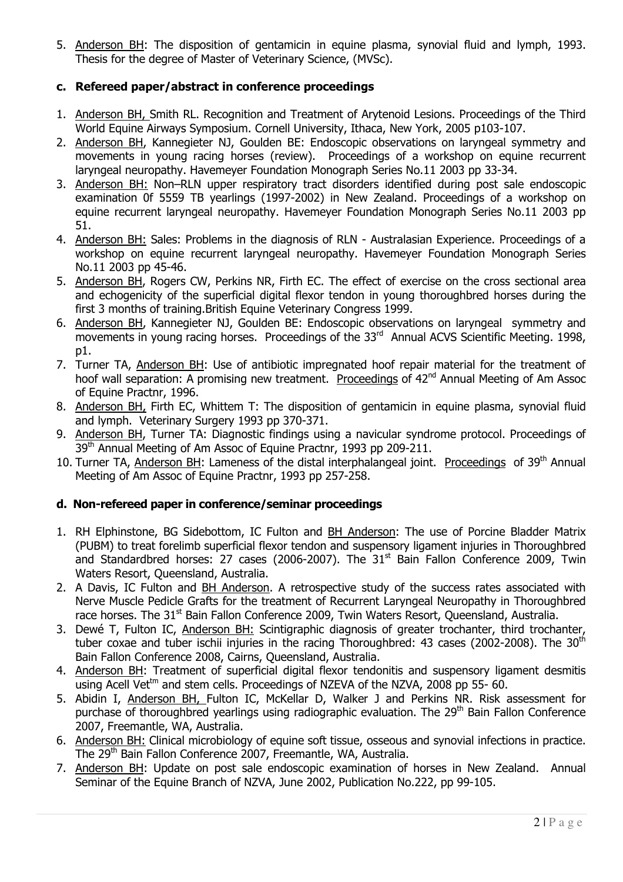5. Anderson BH: The disposition of gentamicin in equine plasma, synovial fluid and lymph, 1993. Thesis for the degree of Master of Veterinary Science, (MVSc).

### c. Refereed paper/abstract in conference proceedings

1. Anderson BH, Smith RL. Recognition and Treatment of Arytenoid Lesions. Proceedings of the Third World Equine Airways Symposium. Cornell University, Ithaca, New York, 2005 p103-107.
2. Anderson BH, Kannegieter NJ, Goulden BE: Endoscopic observations on laryngeal symmetry and movements in young racing horses (review). Proceedings of a workshop on equine recurrent laryngeal neuropathy. Havemeyer Foundation Monograph Series No.11 2003 pp 33-34.
3. Anderson BH: Non–RLN upper respiratory tract disorders identified during post sale endoscopic examination 0f 5559 TB yearlings (1997-2002) in New Zealand. Proceedings of a workshop on equine recurrent laryngeal neuropathy. Havemeyer Foundation Monograph Series No.11 2003 pp 51.
4. Anderson BH: Sales: Problems in the diagnosis of RLN - Australasian Experience. Proceedings of a workshop on equine recurrent laryngeal neuropathy. Havemeyer Foundation Monograph Series No.11 2003 pp 45-46.
5. Anderson BH, Rogers CW, Perkins NR, Firth EC. The effect of exercise on the cross sectional area and echogenicity of the superficial digital flexor tendon in young thoroughbred horses during the first 3 months of training.British Equine Veterinary Congress 1999.
6. Anderson BH, Kannegieter NJ, Goulden BE: Endoscopic observations on laryngeal symmetry and movements in young racing horses. Proceedings of the 33rd Annual ACVS Scientific Meeting. 1998, p1.
7. Turner TA, Anderson BH: Use of antibiotic impregnated hoof repair material for the treatment of hoof wall separation: A promising new treatment. Proceedings of 42nd Annual Meeting of Am Assoc of Equine Practnr, 1996.
8. Anderson BH, Firth EC, Whittem T: The disposition of gentamicin in equine plasma, synovial fluid and lymph. Veterinary Surgery 1993 pp 370-371.
9. Anderson BH, Turner TA: Diagnostic findings using a navicular syndrome protocol. Proceedings of 39th Annual Meeting of Am Assoc of Equine Practnr, 1993 pp 209-211.
10. Turner TA, Anderson BH: Lameness of the distal interphalangeal joint. Proceedings of 39th Annual Meeting of Am Assoc of Equine Practnr, 1993 pp 257-258.

### d. Non-refereed paper in conference/seminar proceedings

1. RH Elphinstone, BG Sidebottom, IC Fulton and BH Anderson: The use of Porcine Bladder Matrix (PUBM) to treat forelimb superficial flexor tendon and suspensory ligament injuries in Thoroughbred and Standardbred horses: 27 cases (2006-2007). The 31st Bain Fallon Conference 2009, Twin Waters Resort, Queensland, Australia.
2. A Davis, IC Fulton and BH Anderson. A retrospective study of the success rates associated with Nerve Muscle Pedicle Grafts for the treatment of Recurrent Laryngeal Neuropathy in Thoroughbred race horses. The 31st Bain Fallon Conference 2009, Twin Waters Resort, Queensland, Australia.
3. Dewé T, Fulton IC, Anderson BH: Scintigraphic diagnosis of greater trochanter, third trochanter, tuber coxae and tuber ischii injuries in the racing Thoroughbred: 43 cases (2002-2008). The 30th Bain Fallon Conference 2008, Cairns, Queensland, Australia.
4. Anderson BH: Treatment of superficial digital flexor tendonitis and suspensory ligament desmitis using Acell Vettm and stem cells. Proceedings of NZEVA of the NZVA, 2008 pp 55- 60.
5. Abidin I, Anderson BH, Fulton IC, McKellar D, Walker J and Perkins NR. Risk assessment for purchase of thoroughbred yearlings using radiographic evaluation. The 29th Bain Fallon Conference 2007, Freemantle, WA, Australia.
6. Anderson BH: Clinical microbiology of equine soft tissue, osseous and synovial infections in practice. The 29th Bain Fallon Conference 2007, Freemantle, WA, Australia.
7. Anderson BH: Update on post sale endoscopic examination of horses in New Zealand. Annual Seminar of the Equine Branch of NZVA, June 2002, Publication No.222, pp 99-105.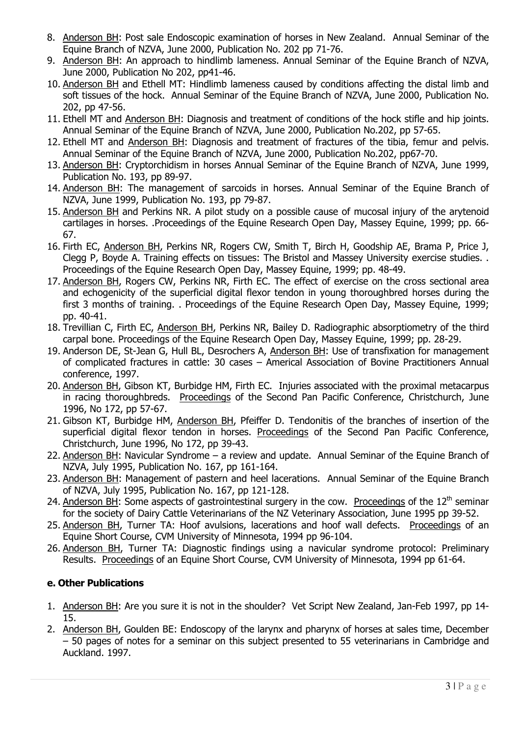8. Anderson BH: Post sale Endoscopic examination of horses in New Zealand. Annual Seminar of the Equine Branch of NZVA, June 2000, Publication No. 202 pp 71-76.
9. Anderson BH: An approach to hindlimb lameness. Annual Seminar of the Equine Branch of NZVA, June 2000, Publication No 202, pp41-46.
10. Anderson BH and Ethell MT: Hindlimb lameness caused by conditions affecting the distal limb and soft tissues of the hock. Annual Seminar of the Equine Branch of NZVA, June 2000, Publication No. 202, pp 47-56.
11. Ethell MT and Anderson BH: Diagnosis and treatment of conditions of the hock stifle and hip joints. Annual Seminar of the Equine Branch of NZVA, June 2000, Publication No.202, pp 57-65.
12. Ethell MT and Anderson BH: Diagnosis and treatment of fractures of the tibia, femur and pelvis. Annual Seminar of the Equine Branch of NZVA, June 2000, Publication No.202, pp67-70.
13. Anderson BH: Cryptorchidism in horses Annual Seminar of the Equine Branch of NZVA, June 1999, Publication No. 193, pp 89-97.
14. Anderson BH: The management of sarcoids in horses. Annual Seminar of the Equine Branch of NZVA, June 1999, Publication No. 193, pp 79-87.
15. Anderson BH and Perkins NR. A pilot study on a possible cause of mucosal injury of the arytenoid cartilages in horses. .Proceedings of the Equine Research Open Day, Massey Equine, 1999; pp. 66-67.
16. Firth EC, Anderson BH, Perkins NR, Rogers CW, Smith T, Birch H, Goodship AE, Brama P, Price J, Clegg P, Boyde A. Training effects on tissues: The Bristol and Massey University exercise studies. . Proceedings of the Equine Research Open Day, Massey Equine, 1999; pp. 48-49.
17. Anderson BH, Rogers CW, Perkins NR, Firth EC. The effect of exercise on the cross sectional area and echogenicity of the superficial digital flexor tendon in young thoroughbred horses during the first 3 months of training. . Proceedings of the Equine Research Open Day, Massey Equine, 1999; pp. 40-41.
18. Trevillian C, Firth EC, Anderson BH, Perkins NR, Bailey D. Radiographic absorptiometry of the third carpal bone. Proceedings of the Equine Research Open Day, Massey Equine, 1999; pp. 28-29.
19. Anderson DE, St-Jean G, Hull BL, Desrochers A, Anderson BH: Use of transfixation for management of complicated fractures in cattle: 30 cases – Americal Association of Bovine Practitioners Annual conference, 1997.
20. Anderson BH, Gibson KT, Burbidge HM, Firth EC. Injuries associated with the proximal metacarpus in racing thoroughbreds. Proceedings of the Second Pan Pacific Conference, Christchurch, June 1996, No 172, pp 57-67.
21. Gibson KT, Burbidge HM, Anderson BH, Pfeiffer D. Tendonitis of the branches of insertion of the superficial digital flexor tendon in horses. Proceedings of the Second Pan Pacific Conference, Christchurch, June 1996, No 172, pp 39-43.
22. Anderson BH: Navicular Syndrome – a review and update. Annual Seminar of the Equine Branch of NZVA, July 1995, Publication No. 167, pp 161-164.
23. Anderson BH: Management of pastern and heel lacerations. Annual Seminar of the Equine Branch of NZVA, July 1995, Publication No. 167, pp 121-128.
24. Anderson BH: Some aspects of gastrointestinal surgery in the cow. Proceedings of the 12th seminar for the society of Dairy Cattle Veterinarians of the NZ Veterinary Association, June 1995 pp 39-52.
25. Anderson BH, Turner TA: Hoof avulsions, lacerations and hoof wall defects. Proceedings of an Equine Short Course, CVM University of Minnesota, 1994 pp 96-104.
26. Anderson BH, Turner TA: Diagnostic findings using a navicular syndrome protocol: Preliminary Results. Proceedings of an Equine Short Course, CVM University of Minnesota, 1994 pp 61-64.

**e. Other Publications**

1. Anderson BH: Are you sure it is not in the shoulder? Vet Script New Zealand, Jan-Feb 1997, pp 14-15.
2. Anderson BH, Goulden BE: Endoscopy of the larynx and pharynx of horses at sales time, December – 50 pages of notes for a seminar on this subject presented to 55 veterinarians in Cambridge and Auckland. 1997.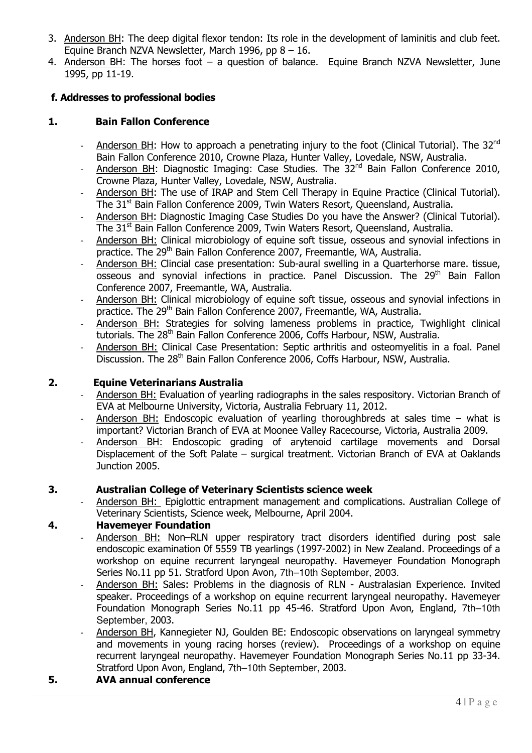3. Anderson BH: The deep digital flexor tendon: Its role in the development of laminitis and club feet. Equine Branch NZVA Newsletter, March 1996, pp 8 – 16.
4. Anderson BH: The horses foot – a question of balance. Equine Branch NZVA Newsletter, June 1995, pp 11-19.

**f. Addresses to professional bodies**

**1. Bain Fallon Conference**

- Anderson BH: How to approach a penetrating injury to the foot (Clinical Tutorial). The 32nd Bain Fallon Conference 2010, Crowne Plaza, Hunter Valley, Lovedale, NSW, Australia.
- Anderson BH: Diagnostic Imaging: Case Studies. The 32nd Bain Fallon Conference 2010, Crowne Plaza, Hunter Valley, Lovedale, NSW, Australia.
- Anderson BH: The use of IRAP and Stem Cell Therapy in Equine Practice (Clinical Tutorial). The 31st Bain Fallon Conference 2009, Twin Waters Resort, Queensland, Australia.
- Anderson BH: Diagnostic Imaging Case Studies Do you have the Answer? (Clinical Tutorial). The 31st Bain Fallon Conference 2009, Twin Waters Resort, Queensland, Australia.
- Anderson BH: Clinical microbiology of equine soft tissue, osseous and synovial infections in practice. The 29th Bain Fallon Conference 2007, Freemantle, WA, Australia.
- Anderson BH: Clincial case presentation: Sub-aural swelling in a Quarterhorse mare. tissue, osseous and synovial infections in practice. Panel Discussion. The 29th Bain Fallon Conference 2007, Freemantle, WA, Australia.
- Anderson BH: Clinical microbiology of equine soft tissue, osseous and synovial infections in practice. The 29th Bain Fallon Conference 2007, Freemantle, WA, Australia.
- Anderson BH: Strategies for solving lameness problems in practice, Twighlight clinical tutorials. The 28th Bain Fallon Conference 2006, Coffs Harbour, NSW, Australia.
- Anderson BH: Clinical Case Presentation: Septic arthritis and osteomyelitis in a foal. Panel Discussion. The 28th Bain Fallon Conference 2006, Coffs Harbour, NSW, Australia.

**2. Equine Veterinarians Australia**

- Anderson BH: Evaluation of yearling radiographs in the sales respository. Victorian Branch of EVA at Melbourne University, Victoria, Australia February 11, 2012.
- Anderson BH: Endoscopic evaluation of yearling thoroughbreds at sales time – what is important? Victorian Branch of EVA at Moonee Valley Racecourse, Victoria, Australia 2009.
- Anderson BH: Endoscopic grading of arytenoid cartilage movements and Dorsal Displacement of the Soft Palate – surgical treatment. Victorian Branch of EVA at Oaklands Junction 2005.

**3. Australian College of Veterinary Scientists science week**

- Anderson BH: Epiglottic entrapment management and complications. Australian College of Veterinary Scientists, Science week, Melbourne, April 2004.

**4. Havemeyer Foundation**

- Anderson BH: Non–RLN upper respiratory tract disorders identified during post sale endoscopic examination 0f 5559 TB yearlings (1997-2002) in New Zealand. Proceedings of a workshop on equine recurrent laryngeal neuropathy. Havemeyer Foundation Monograph Series No.11 pp 51. Stratford Upon Avon, 7th–10th September, 2003.
- Anderson BH: Sales: Problems in the diagnosis of RLN - Australasian Experience. Invited speaker. Proceedings of a workshop on equine recurrent laryngeal neuropathy. Havemeyer Foundation Monograph Series No.11 pp 45-46. Stratford Upon Avon, England, 7th–10th September, 2003.
- Anderson BH, Kannegieter NJ, Goulden BE: Endoscopic observations on laryngeal symmetry and movements in young racing horses (review). Proceedings of a workshop on equine recurrent laryngeal neuropathy. Havemeyer Foundation Monograph Series No.11 pp 33-34. Stratford Upon Avon, England, 7th–10th September, 2003.

**5. AVA annual conference**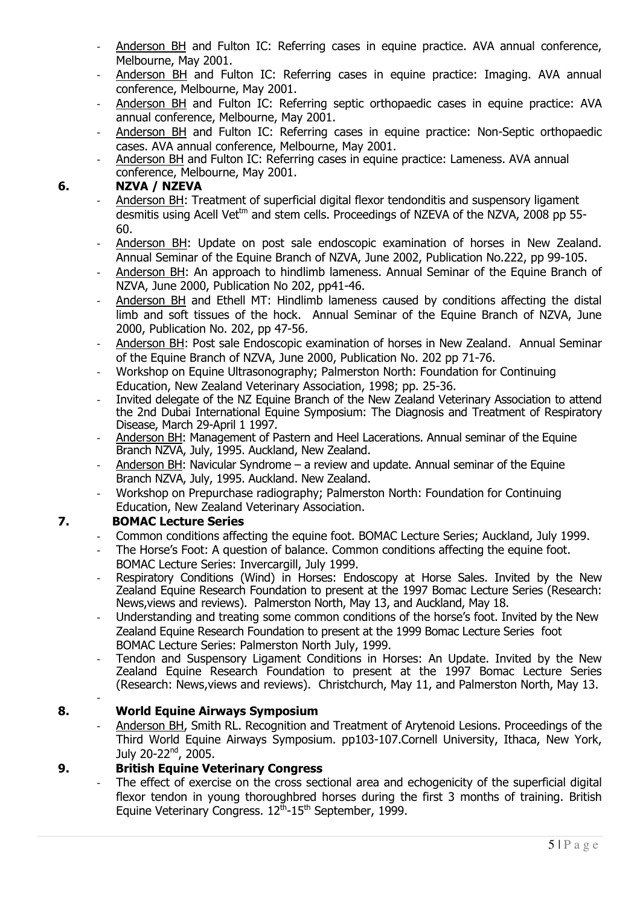- Anderson BH and Fulton IC: Referring cases in equine practice. AVA annual conference, Melbourne, May 2001.
- Anderson BH and Fulton IC: Referring cases in equine practice: Imaging. AVA annual conference, Melbourne, May 2001.
- Anderson BH and Fulton IC: Referring septic orthopaedic cases in equine practice: AVA annual conference, Melbourne, May 2001.
- Anderson BH and Fulton IC: Referring cases in equine practice: Non-Septic orthopaedic cases. AVA annual conference, Melbourne, May 2001.
- Anderson BH and Fulton IC: Referring cases in equine practice: Lameness. AVA annual conference, Melbourne, May 2001.

## 6. NZVA / NZEVA

- Anderson BH: Treatment of superficial digital flexor tendonditis and suspensory ligament desmitis using Acell Vet[tm] and stem cells. Proceedings of NZEVA of the NZVA, 2008 pp 55-60.
- Anderson BH: Update on post sale endoscopic examination of horses in New Zealand. Annual Seminar of the Equine Branch of NZVA, June 2002, Publication No.222, pp 99-105.
- Anderson BH: An approach to hindlimb lameness. Annual Seminar of the Equine Branch of NZVA, June 2000, Publication No 202, pp41-46.
- Anderson BH and Ethell MT: Hindlimb lameness caused by conditions affecting the distal limb and soft tissues of the hock. Annual Seminar of the Equine Branch of NZVA, June 2000, Publication No. 202, pp 47-56.
- Anderson BH: Post sale Endoscopic examination of horses in New Zealand. Annual Seminar of the Equine Branch of NZVA, June 2000, Publication No. 202 pp 71-76.
- Workshop on Equine Ultrasonography; Palmerston North: Foundation for Continuing Education, New Zealand Veterinary Association, 1998; pp. 25-36.
- Invited delegate of the NZ Equine Branch of the New Zealand Veterinary Association to attend the 2nd Dubai International Equine Symposium: The Diagnosis and Treatment of Respiratory Disease, March 29-April 1 1997.
- Anderson BH: Management of Pastern and Heel Lacerations. Annual seminar of the Equine Branch NZVA, July, 1995. Auckland, New Zealand.
- Anderson BH: Navicular Syndrome – a review and update. Annual seminar of the Equine Branch NZVA, July, 1995. Auckland. New Zealand.
- Workshop on Prepurchase radiography; Palmerston North: Foundation for Continuing Education, New Zealand Veterinary Association.

## 7. BOMAC Lecture Series

- Common conditions affecting the equine foot. BOMAC Lecture Series; Auckland, July 1999.
- The Horse's Foot: A question of balance. Common conditions affecting the equine foot. BOMAC Lecture Series: Invercargill, July 1999.
- Respiratory Conditions (Wind) in Horses: Endoscopy at Horse Sales. Invited by the New Zealand Equine Research Foundation to present at the 1997 Bomac Lecture Series (Research: News,views and reviews). Palmerston North, May 13, and Auckland, May 18.
- Understanding and treating some common conditions of the horse's foot. Invited by the New Zealand Equine Research Foundation to present at the 1999 Bomac Lecture Series foot BOMAC Lecture Series: Palmerston North July, 1999.
- Tendon and Suspensory Ligament Conditions in Horses: An Update. Invited by the New Zealand Equine Research Foundation to present at the 1997 Bomac Lecture Series (Research: News,views and reviews). Christchurch, May 11, and Palmerston North, May 13.
-

## 8. World Equine Airways Symposium

- Anderson BH, Smith RL. Recognition and Treatment of Arytenoid Lesions. Proceedings of the Third World Equine Airways Symposium. pp103-107.Cornell University, Ithaca, New York, July 20-22nd, 2005.

## 9. British Equine Veterinary Congress

- The effect of exercise on the cross sectional area and echogenicity of the superficial digital flexor tendon in young thoroughbred horses during the first 3 months of training. British Equine Veterinary Congress. 12th-15th September, 1999.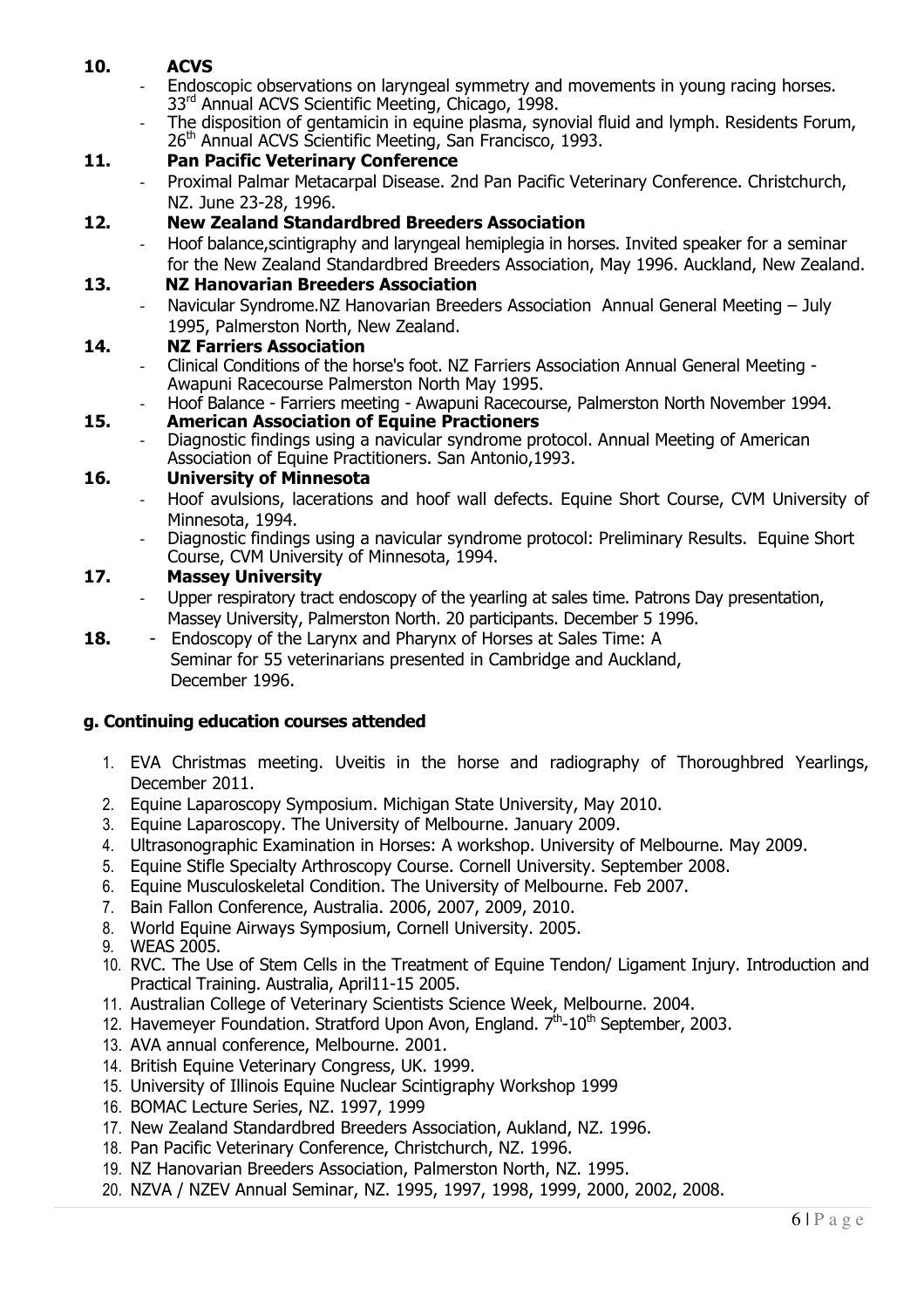**10. ACVS**

- Endoscopic observations on laryngeal symmetry and movements in young racing horses. 33rd Annual ACVS Scientific Meeting, Chicago, 1998.
- The disposition of gentamicin in equine plasma, synovial fluid and lymph. Residents Forum, 26th Annual ACVS Scientific Meeting, San Francisco, 1993.

**11. Pan Pacific Veterinary Conference**

- Proximal Palmar Metacarpal Disease. 2nd Pan Pacific Veterinary Conference. Christchurch, NZ. June 23-28, 1996.

**12. New Zealand Standardbred Breeders Association**

- Hoof balance,scintigraphy and laryngeal hemiplegia in horses. Invited speaker for a seminar for the New Zealand Standardbred Breeders Association, May 1996. Auckland, New Zealand.

**13. NZ Hanovarian Breeders Association**

- Navicular Syndrome.NZ Hanovarian Breeders Association Annual General Meeting – July 1995, Palmerston North, New Zealand.

**14. NZ Farriers Association**

- Clinical Conditions of the horse's foot. NZ Farriers Association Annual General Meeting - Awapuni Racecourse Palmerston North May 1995.
- Hoof Balance - Farriers meeting - Awapuni Racecourse, Palmerston North November 1994.

**15. American Association of Equine Practioners**

- Diagnostic findings using a navicular syndrome protocol. Annual Meeting of American Association of Equine Practitioners. San Antonio,1993.

**16. University of Minnesota**

- Hoof avulsions, lacerations and hoof wall defects. Equine Short Course, CVM University of Minnesota, 1994.
- Diagnostic findings using a navicular syndrome protocol: Preliminary Results. Equine Short Course, CVM University of Minnesota, 1994.

**17. Massey University**

- Upper respiratory tract endoscopy of the yearling at sales time. Patrons Day presentation, Massey University, Palmerston North. 20 participants. December 5 1996.

**18.** - Endoscopy of the Larynx and Pharynx of Horses at Sales Time: A Seminar for 55 veterinarians presented in Cambridge and Auckland, December 1996.

### g. Continuing education courses attended

1. EVA Christmas meeting. Uveitis in the horse and radiography of Thoroughbred Yearlings, December 2011.
2. Equine Laparoscopy Symposium. Michigan State University, May 2010.
3. Equine Laparoscopy. The University of Melbourne. January 2009.
4. Ultrasonographic Examination in Horses: A workshop. University of Melbourne. May 2009.
5. Equine Stifle Specialty Arthroscopy Course. Cornell University. September 2008.
6. Equine Musculoskeletal Condition. The University of Melbourne. Feb 2007.
7. Bain Fallon Conference, Australia. 2006, 2007, 2009, 2010.
8. World Equine Airways Symposium, Cornell University. 2005.
9. WEAS 2005.
10. RVC. The Use of Stem Cells in the Treatment of Equine Tendon/ Ligament Injury. Introduction and Practical Training. Australia, April11-15 2005.
11. Australian College of Veterinary Scientists Science Week, Melbourne. 2004.
12. Havemeyer Foundation. Stratford Upon Avon, England. 7th-10th September, 2003.
13. AVA annual conference, Melbourne. 2001.
14. British Equine Veterinary Congress, UK. 1999.
15. University of Illinois Equine Nuclear Scintigraphy Workshop 1999
16. BOMAC Lecture Series, NZ. 1997, 1999
17. New Zealand Standardbred Breeders Association, Aukland, NZ. 1996.
18. Pan Pacific Veterinary Conference, Christchurch, NZ. 1996.
19. NZ Hanovarian Breeders Association, Palmerston North, NZ. 1995.
20. NZVA / NZEV Annual Seminar, NZ. 1995, 1997, 1998, 1999, 2000, 2002, 2008.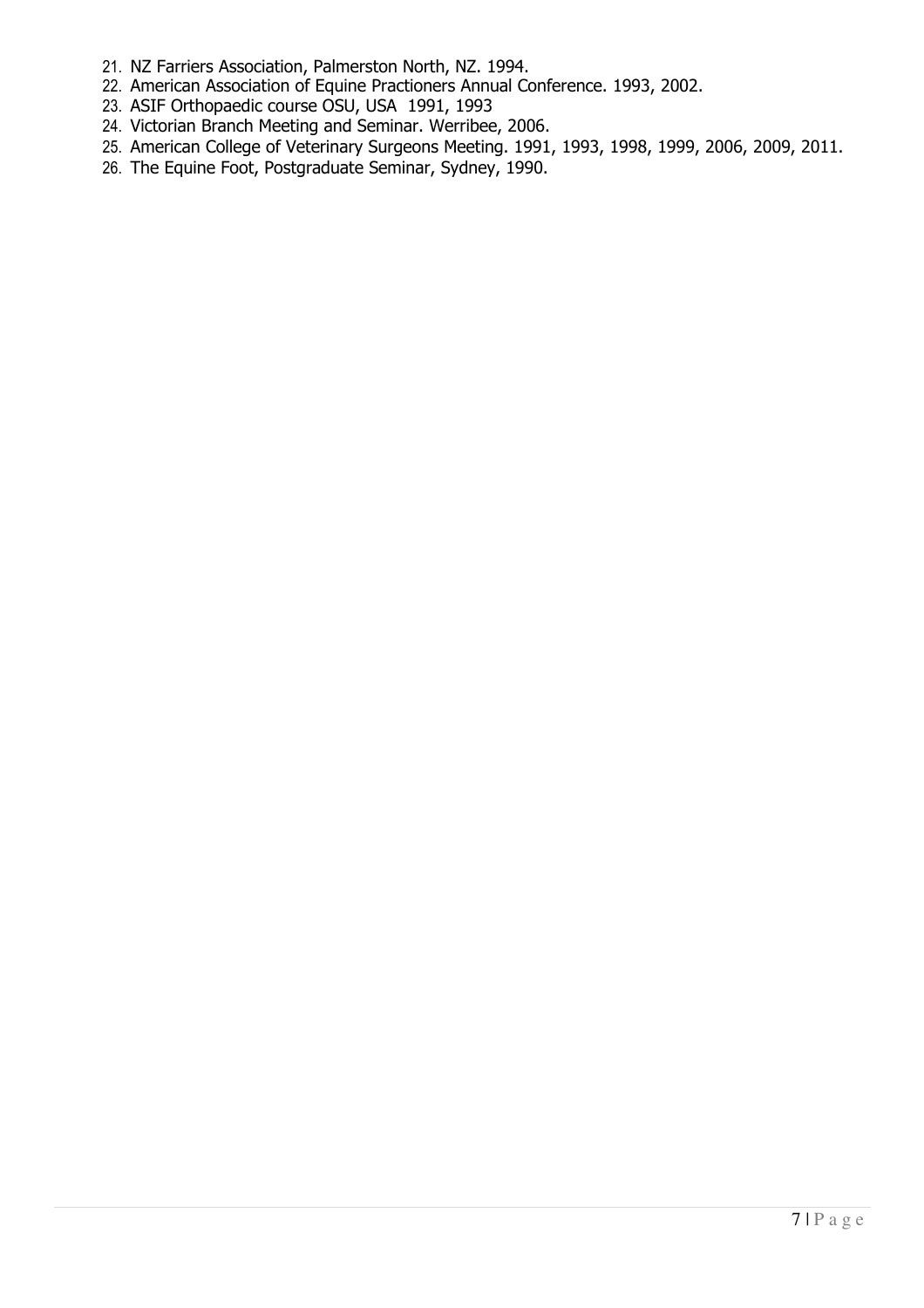21. NZ Farriers Association, Palmerston North, NZ. 1994.
22. American Association of Equine Practioners Annual Conference. 1993, 2002.
23. ASIF Orthopaedic course OSU, USA 1991, 1993
24. Victorian Branch Meeting and Seminar. Werribee, 2006.
25. American College of Veterinary Surgeons Meeting. 1991, 1993, 1998, 1999, 2006, 2009, 2011.
26. The Equine Foot, Postgraduate Seminar, Sydney, 1990.